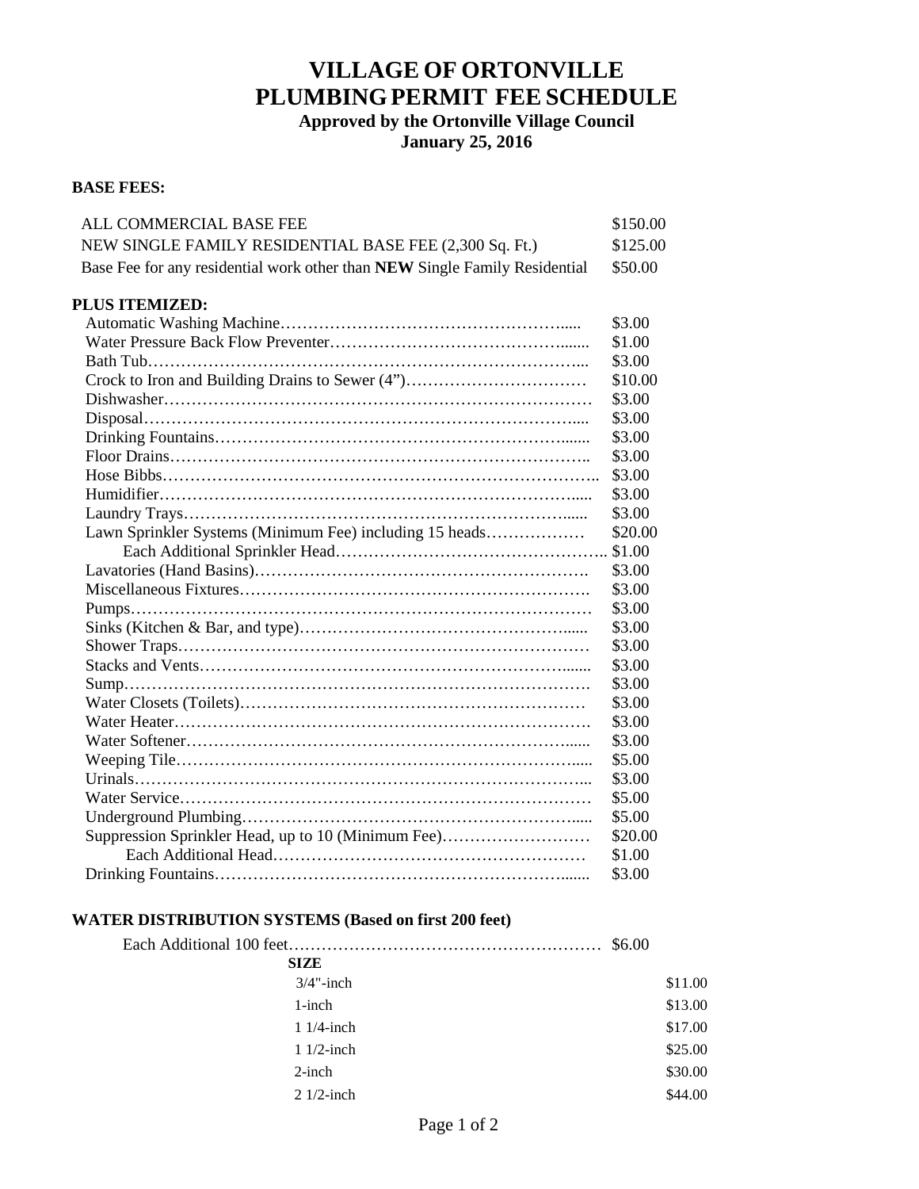# VILLAGE OF ORTONVILLE
# PLUMBING PERMIT FEE SCHEDULE

**Approved by the Ortonville Village Council**
**January 25, 2016**

**BASE FEES:**

| | |
|---|---|
| ALL COMMERCIAL BASE FEE | $150.00 |
| NEW SINGLE FAMILY RESIDENTIAL BASE FEE (2,300 Sq. Ft.) | $125.00 |
| Base Fee for any residential work other than **NEW** Single Family Residential | $50.00 |

**PLUS ITEMIZED:**

| | |
|---|---|
| Automatic Washing Machine | $3.00 |
| Water Pressure Back Flow Preventer | $1.00 |
| Bath Tub | $3.00 |
| Crock to Iron and Building Drains to Sewer (4") | $10.00 |
| Dishwasher | $3.00 |
| Disposal | $3.00 |
| Drinking Fountains | $3.00 |
| Floor Drains | $3.00 |
| Hose Bibbs | $3.00 |
| Humidifier | $3.00 |
| Laundry Trays | $3.00 |
| Lawn Sprinkler Systems (Minimum Fee) including 15 heads | $20.00 |
| Each Additional Sprinkler Head | $1.00 |
| Lavatories (Hand Basins) | $3.00 |
| Miscellaneous Fixtures | $3.00 |
| Pumps | $3.00 |
| Sinks (Kitchen & Bar, and type) | $3.00 |
| Shower Traps | $3.00 |
| Stacks and Vents | $3.00 |
| Sump | $3.00 |
| Water Closets (Toilets) | $3.00 |
| Water Heater | $3.00 |
| Water Softener | $3.00 |
| Weeping Tile | $5.00 |
| Urinals | $3.00 |
| Water Service | $5.00 |
| Underground Plumbing | $5.00 |
| Suppression Sprinkler Head, up to 10 (Minimum Fee) | $20.00 |
| Each Additional Head | $1.00 |
| Drinking Fountains | $3.00 |

**WATER DISTRIBUTION SYSTEMS (Based on first 200 feet)**

| | |
|---|---|
| Each Additional 100 feet | $6.00 |

| SIZE | |
|---|---|
| 3/4"-inch | $11.00 |
| 1-inch | $13.00 |
| 1 1/4-inch | $17.00 |
| 1 1/2-inch | $25.00 |
| 2-inch | $30.00 |
| 2 1/2-inch | $44.00 |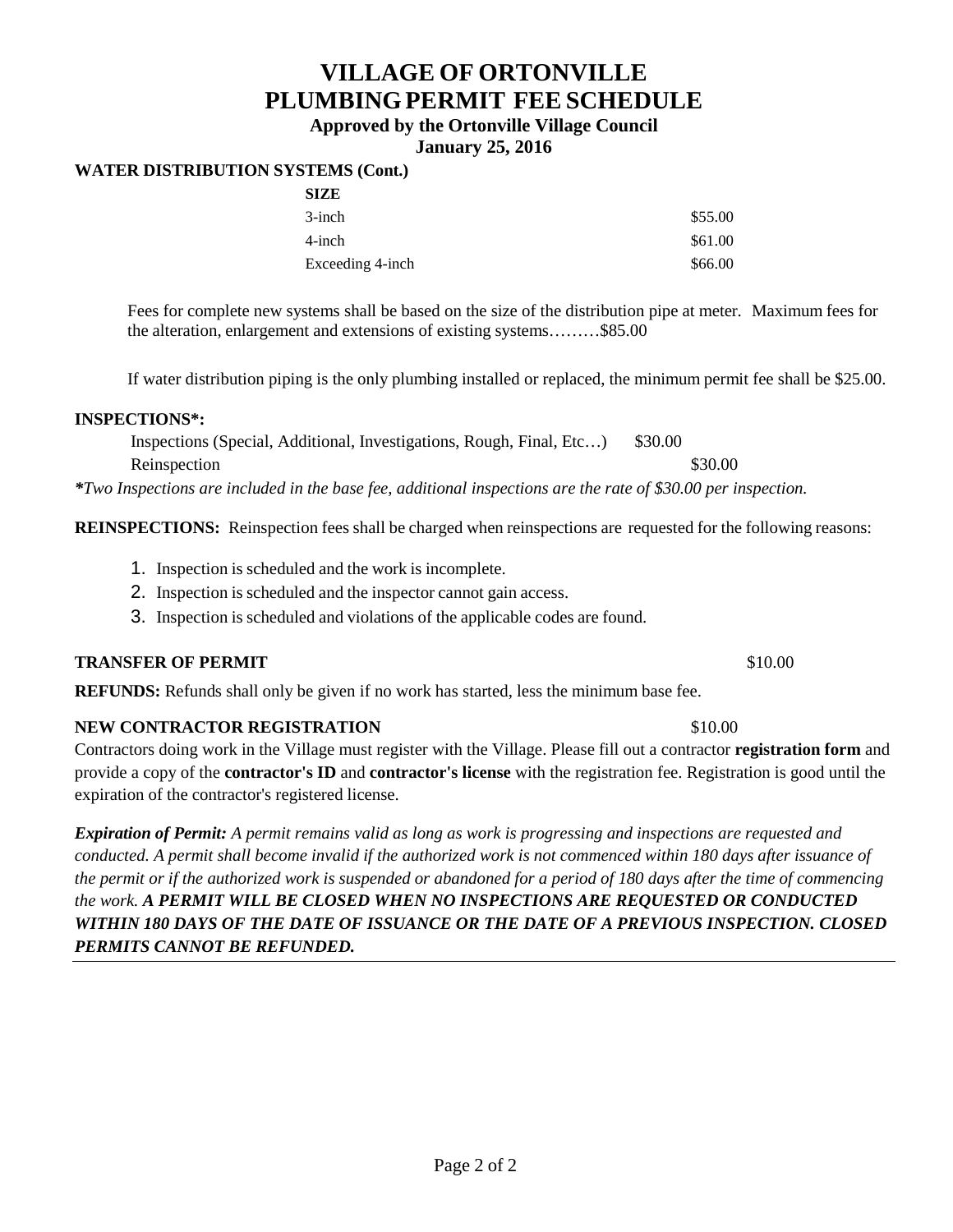# VILLAGE OF ORTONVILLE
# PLUMBING PERMIT FEE SCHEDULE

**Approved by the Ortonville Village Council**
**January 25, 2016**

**WATER DISTRIBUTION SYSTEMS (Cont.)**

| **SIZE** | |
|---|---|
| 3-inch | $55.00 |
| 4-inch | $61.00 |
| Exceeding 4-inch | $66.00 |

Fees for complete new systems shall be based on the size of the distribution pipe at meter. Maximum fees for the alteration, enlargement and extensions of existing systems………$85.00

If water distribution piping is the only plumbing installed or replaced, the minimum permit fee shall be $25.00.

**INSPECTIONS*:**

| | |
|---|---|
| Inspections (Special, Additional, Investigations, Rough, Final, Etc…) | $30.00 |
| Reinspection | $30.00 |

***Two Inspections are included in the base fee, additional inspections are the rate of $30.00 per inspection.*

**REINSPECTIONS:** Reinspection fees shall be charged when reinspections are requested for the following reasons:

1. Inspection is scheduled and the work is incomplete.
2. Inspection is scheduled and the inspector cannot gain access.
3. Inspection is scheduled and violations of the applicable codes are found.

**TRANSFER OF PERMIT** $10.00

**REFUNDS:** Refunds shall only be given if no work has started, less the minimum base fee.

**NEW CONTRACTOR REGISTRATION** $10.00

Contractors doing work in the Village must register with the Village. Please fill out a contractor **registration form** and provide a copy of the **contractor's ID** and **contractor's license** with the registration fee. Registration is good until the expiration of the contractor's registered license.

***Expiration of Permit:*** *A permit remains valid as long as work is progressing and inspections are requested and conducted. A permit shall become invalid if the authorized work is not commenced within 180 days after issuance of the permit or if the authorized work is suspended or abandoned for a period of 180 days after the time of commencing the work.* ***A PERMIT WILL BE CLOSED WHEN NO INSPECTIONS ARE REQUESTED OR CONDUCTED WITHIN 180 DAYS OF THE DATE OF ISSUANCE OR THE DATE OF A PREVIOUS INSPECTION. CLOSED PERMITS CANNOT BE REFUNDED.***